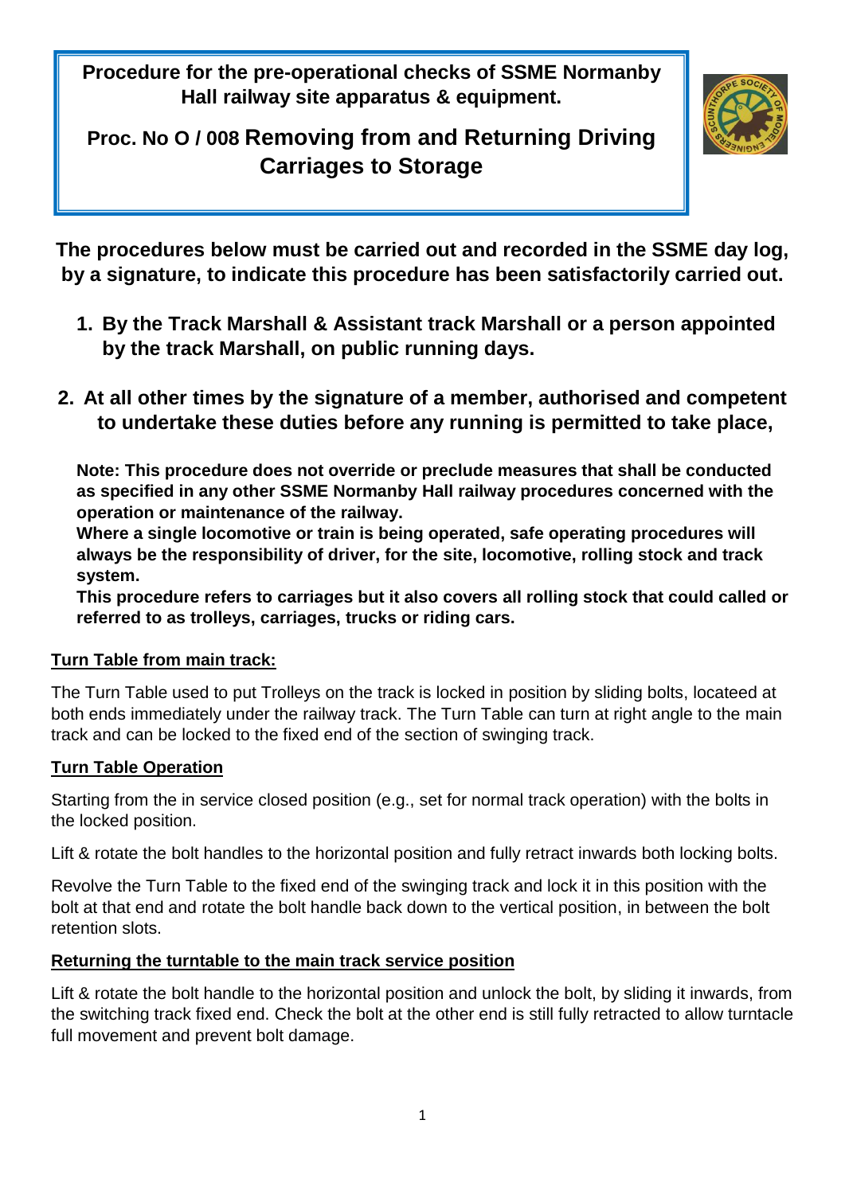**Procedure for the pre-operational checks of SSME Normanby Hall railway site apparatus & equipment.**

# Proc. No O / 008 Removing from and Returning Driving Carriages to Storage

**The procedures below must be carried out and recorded in the SSME day log, by a signature, to indicate this procedure has been satisfactorily carried out.**

1. **By the Track Marshall & Assistant track Marshall or a person appointed by the track Marshall, on public running days.**

2. **At all other times by the signature of a member, authorised and competent to undertake these duties before any running is permitted to take place,**

**Note: This procedure does not override or preclude measures that shall be conducted as specified in any other SSME Normanby Hall railway procedures concerned with the operation or maintenance of the railway.**
**Where a single locomotive or train is being operated, safe operating procedures will always be the responsibility of driver, for the site, locomotive, rolling stock and track system.**
**This procedure refers to carriages but it also covers all rolling stock that could called or referred to as trolleys, carriages, trucks or riding cars.**

## Turn Table from main track:

The Turn Table used to put Trolleys on the track is locked in position by sliding bolts, locateed at both ends immediately under the railway track. The Turn Table can turn at right angle to the main track and can be locked to the fixed end of the section of swinging track.

## Turn Table Operation

Starting from the in service closed position (e.g., set for normal track operation) with the bolts in the locked position.

Lift & rotate the bolt handles to the horizontal position and fully retract inwards both locking bolts.

Revolve the Turn Table to the fixed end of the swinging track and lock it in this position with the bolt at that end and rotate the bolt handle back down to the vertical position, in between the bolt retention slots.

## Returning the turntable to the main track service position

Lift & rotate the bolt handle to the horizontal position and unlock the bolt, by sliding it inwards, from the switching track fixed end. Check the bolt at the other end is still fully retracted to allow turntacle full movement and prevent bolt damage.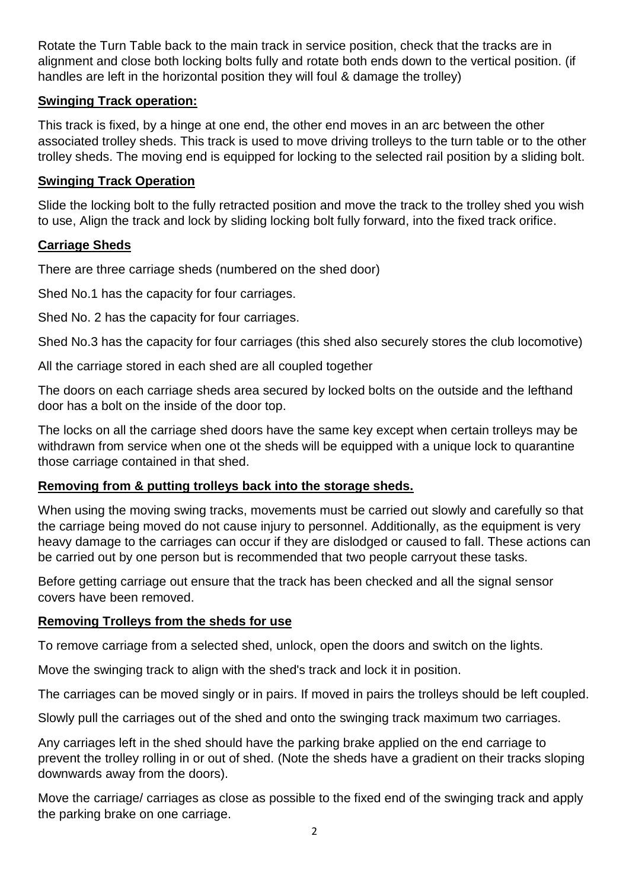Rotate the Turn Table back to the main track in service position, check that the tracks are in alignment and close both locking bolts fully and rotate both ends down to the vertical position. (if handles are left in the horizontal position they will foul & damage the trolley)

**Swinging Track operation:**

This track is fixed, by a hinge at one end, the other end moves in an arc between the other associated trolley sheds. This track is used to move driving trolleys to the turn table or to the other trolley sheds. The moving end is equipped for locking to the selected rail position by a sliding bolt.

**Swinging Track Operation**

Slide the locking bolt to the fully retracted position and move the track to the trolley shed you wish to use, Align the track and lock by sliding locking bolt fully forward, into the fixed track orifice.

**Carriage Sheds**

There are three carriage sheds (numbered on the shed door)

Shed No.1 has the capacity for four carriages.

Shed No. 2 has the capacity for four carriages.

Shed No.3 has the capacity for four carriages (this shed also securely stores the club locomotive)

All the carriage stored in each shed are all coupled together

The doors on each carriage sheds area secured by locked bolts on the outside and the lefthand door has a bolt on the inside of the door top.

The locks on all the carriage shed doors have the same key except when certain trolleys may be withdrawn from service when one ot the sheds will be equipped with a unique lock to quarantine those carriage contained in that shed.

**Removing from & putting trolleys back into the storage sheds.**

When using the moving swing tracks, movements must be carried out slowly and carefully so that the carriage being moved do not cause injury to personnel. Additionally, as the equipment is very heavy damage to the carriages can occur if they are dislodged or caused to fall. These actions can be carried out by one person but is recommended that two people carryout these tasks.

Before getting carriage out ensure that the track has been checked and all the signal sensor covers have been removed.

**Removing Trolleys from the sheds for use**

To remove carriage from a selected shed, unlock, open the doors and switch on the lights.

Move the swinging track to align with the shed's track and lock it in position.

The carriages can be moved singly or in pairs. If moved in pairs the trolleys should be left coupled.

Slowly pull the carriages out of the shed and onto the swinging track maximum two carriages.

Any carriages left in the shed should have the parking brake applied on the end carriage to prevent the trolley rolling in or out of shed. (Note the sheds have a gradient on their tracks sloping downwards away from the doors).

Move the carriage/ carriages as close as possible to the fixed end of the swinging track and apply the parking brake on one carriage.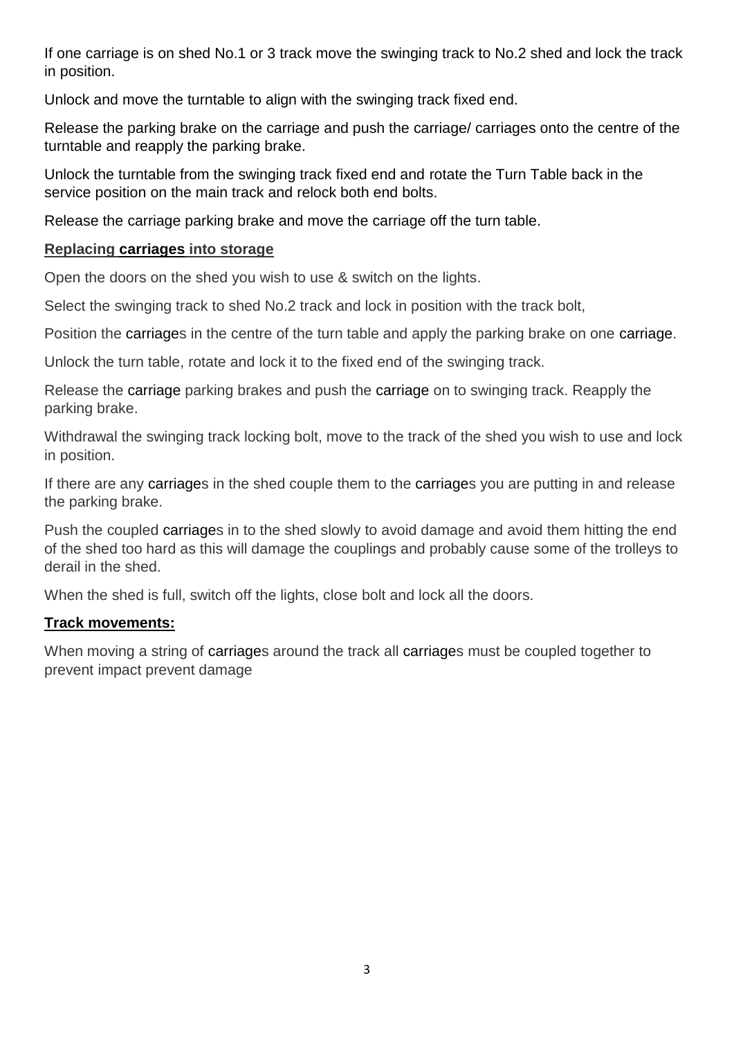If one carriage is on shed No.1 or 3 track move the swinging track to No.2 shed and lock the track in position.

Unlock and move the turntable to align with the swinging track fixed end.

Release the parking brake on the carriage and push the carriage/ carriages onto the centre of the turntable and reapply the parking brake.

Unlock the turntable from the swinging track fixed end and rotate the Turn Table back in the service position on the main track and relock both end bolts.

Release the carriage parking brake and move the carriage off the turn table.

**Replacing carriages into storage**

Open the doors on the shed you wish to use & switch on the lights.

Select the swinging track to shed No.2 track and lock in position with the track bolt,

Position the carriages in the centre of the turn table and apply the parking brake on one carriage.

Unlock the turn table, rotate and lock it to the fixed end of the swinging track.

Release the carriage parking brakes and push the carriage on to swinging track. Reapply the parking brake.

Withdrawal the swinging track locking bolt, move to the track of the shed you wish to use and lock in position.

If there are any carriages in the shed couple them to the carriages you are putting in and release the parking brake.

Push the coupled carriages in to the shed slowly to avoid damage and avoid them hitting the end of the shed too hard as this will damage the couplings and probably cause some of the trolleys to derail in the shed.

When the shed is full, switch off the lights, close bolt and lock all the doors.

**Track movements:**

When moving a string of carriages around the track all carriages must be coupled together to prevent impact prevent damage